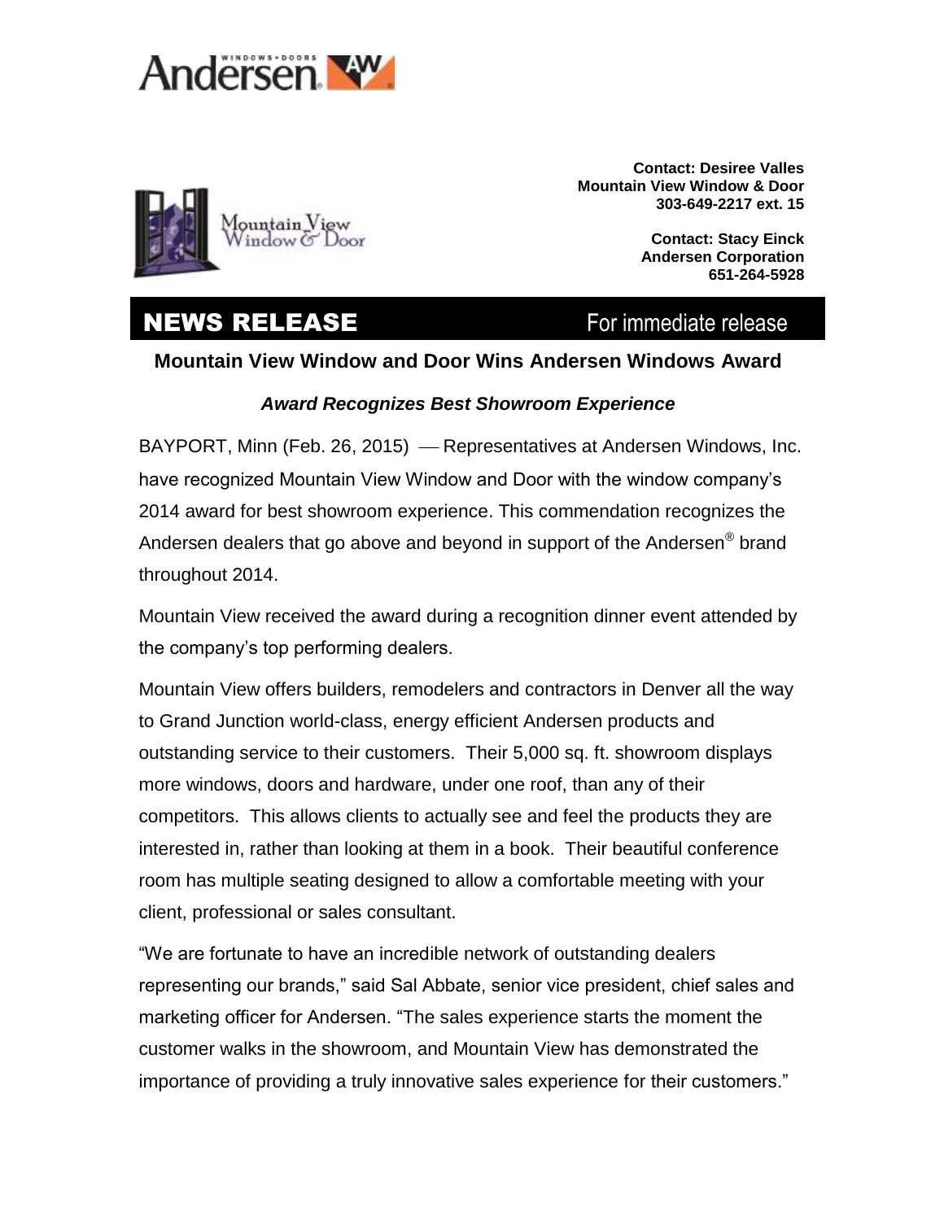**Contact: Desiree Valles**
**Mountain View Window & Door**
**303-649-2217 ext. 15**

**Contact: Stacy Einck**
**Andersen Corporation**
**651-264-5928**

# NEWS RELEASE

For immediate release

## Mountain View Window and Door Wins Andersen Windows Award

***Award Recognizes Best Showroom Experience***

BAYPORT, Minn (Feb. 26, 2015) — Representatives at Andersen Windows, Inc. have recognized Mountain View Window and Door with the window company's 2014 award for best showroom experience. This commendation recognizes the Andersen dealers that go above and beyond in support of the Andersen® brand throughout 2014.

Mountain View received the award during a recognition dinner event attended by the company's top performing dealers.

Mountain View offers builders, remodelers and contractors in Denver all the way to Grand Junction world-class, energy efficient Andersen products and outstanding service to their customers. Their 5,000 sq. ft. showroom displays more windows, doors and hardware, under one roof, than any of their competitors. This allows clients to actually see and feel the products they are interested in, rather than looking at them in a book. Their beautiful conference room has multiple seating designed to allow a comfortable meeting with your client, professional or sales consultant.

"We are fortunate to have an incredible network of outstanding dealers representing our brands," said Sal Abbate, senior vice president, chief sales and marketing officer for Andersen. "The sales experience starts the moment the customer walks in the showroom, and Mountain View has demonstrated the importance of providing a truly innovative sales experience for their customers."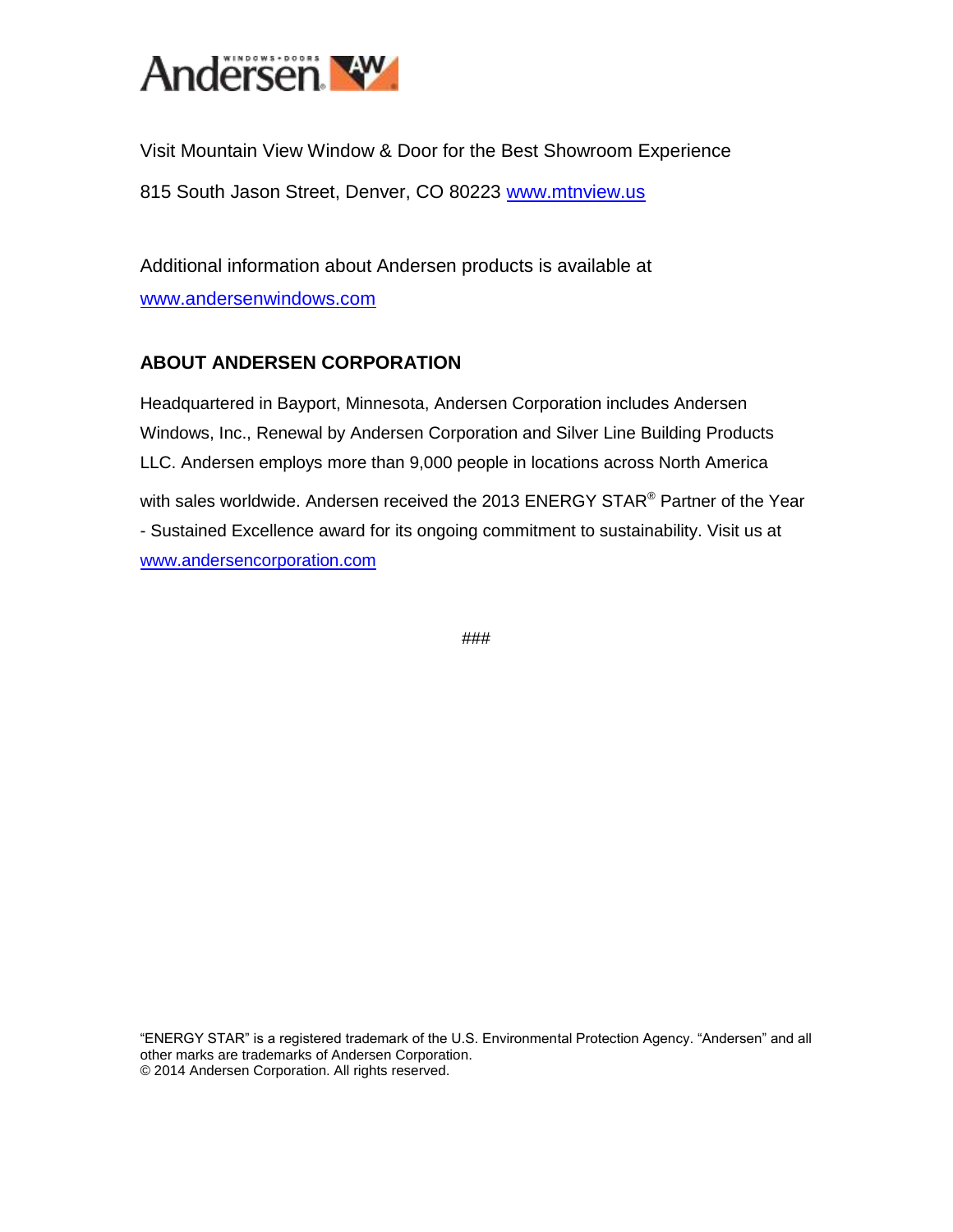Visit Mountain View Window & Door for the Best Showroom Experience

815 South Jason Street, Denver, CO 80223 www.mtnview.us

Additional information about Andersen products is available at www.andersenwindows.com

## ABOUT ANDERSEN CORPORATION

Headquartered in Bayport, Minnesota, Andersen Corporation includes Andersen Windows, Inc., Renewal by Andersen Corporation and Silver Line Building Products LLC. Andersen employs more than 9,000 people in locations across North America with sales worldwide. Andersen received the 2013 ENERGY STAR® Partner of the Year - Sustained Excellence award for its ongoing commitment to sustainability. Visit us at www.andersencorporation.com

###

"ENERGY STAR" is a registered trademark of the U.S. Environmental Protection Agency. "Andersen" and all other marks are trademarks of Andersen Corporation.
© 2014 Andersen Corporation. All rights reserved.